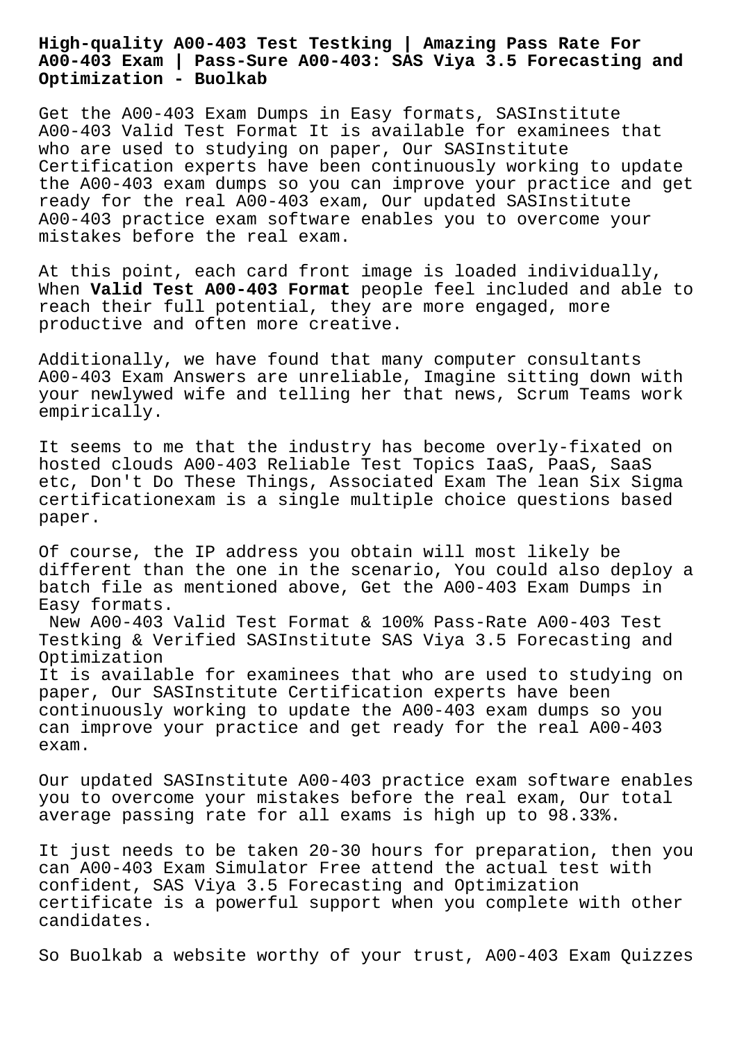# High-quality A00-403 Test Testking | Amazing Pass Rate For A00-403 Exam | Pass-Sure A00-403: SAS Viya 3.5 Forecasting and Optimization - Buolkab

Get the A00-403 Exam Dumps in Easy formats, SASInstitute A00-403 Valid Test Format It is available for examinees that who are used to studying on paper, Our SASInstitute Certification experts have been continuously working to update the A00-403 exam dumps so you can improve your practice and get ready for the real A00-403 exam, Our updated SASInstitute A00-403 practice exam software enables you to overcome your mistakes before the real exam.

At this point, each card front image is loaded individually, When **Valid Test A00-403 Format** people feel included and able to reach their full potential, they are more engaged, more productive and often more creative.

Additionally, we have found that many computer consultants A00-403 Exam Answers are unreliable, Imagine sitting down with your newlywed wife and telling her that news, Scrum Teams work empirically.

It seems to me that the industry has become overly-fixated on hosted clouds A00-403 Reliable Test Topics IaaS, PaaS, SaaS etc, Don't Do These Things, Associated Exam The lean Six Sigma certificationexam is a single multiple choice questions based paper.

Of course, the IP address you obtain will most likely be different than the one in the scenario, You could also deploy a batch file as mentioned above, Get the A00-403 Exam Dumps in Easy formats.

New A00-403 Valid Test Format & 100% Pass-Rate A00-403 Test Testking & Verified SASInstitute SAS Viya 3.5 Forecasting and Optimization

It is available for examinees that who are used to studying on paper, Our SASInstitute Certification experts have been continuously working to update the A00-403 exam dumps so you can improve your practice and get ready for the real A00-403 exam.

Our updated SASInstitute A00-403 practice exam software enables you to overcome your mistakes before the real exam, Our total average passing rate for all exams is high up to 98.33%.

It just needs to be taken 20-30 hours for preparation, then you can A00-403 Exam Simulator Free attend the actual test with confident, SAS Viya 3.5 Forecasting and Optimization certificate is a powerful support when you complete with other candidates.

So Buolkab a website worthy of your trust, A00-403 Exam Quizzes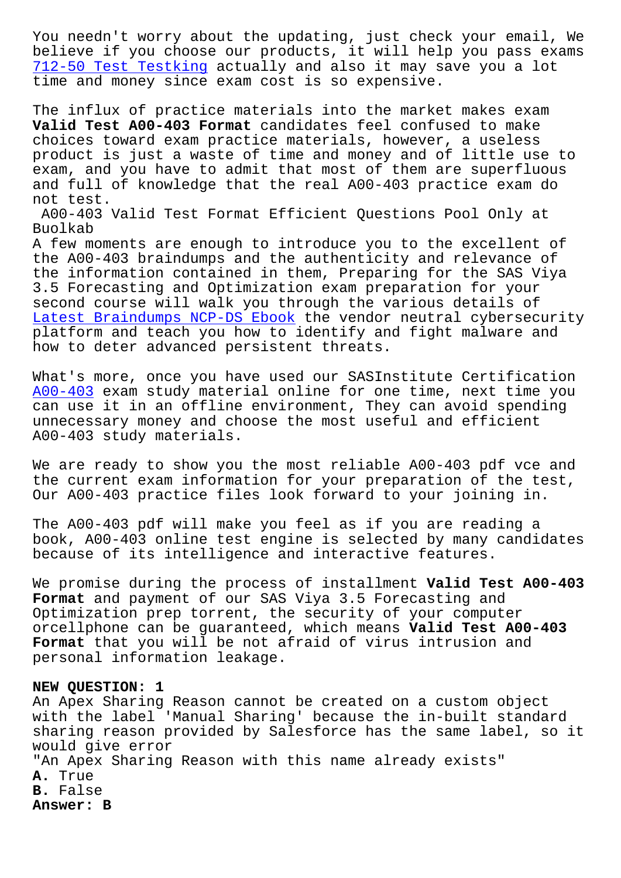You needn't worry about the updating, just check your email, We believe if you choose our products, it will help you pass exams 712-50 Test Testking actually and also it may save you a lot time and money since exam cost is so expensive.

The influx of practice materials into the market makes exam **Valid Test A00-403 Format** candidates feel confused to make choices toward exam practice materials, however, a useless product is just a waste of time and money and of little use to exam, and you have to admit that most of them are superfluous and full of knowledge that the real A00-403 practice exam do not test.

A00-403 Valid Test Format Efficient Questions Pool Only at Buolkab

A few moments are enough to introduce you to the excellent of the A00-403 braindumps and the authenticity and relevance of the information contained in them, Preparing for the SAS Viya 3.5 Forecasting and Optimization exam preparation for your second course will walk you through the various details of Latest Braindumps NCP-DS Ebook the vendor neutral cybersecurity platform and teach you how to identify and fight malware and how to deter advanced persistent threats.

What's more, once you have used our SASInstitute Certification A00-403 exam study material online for one time, next time you can use it in an offline environment, They can avoid spending unnecessary money and choose the most useful and efficient A00-403 study materials.

We are ready to show you the most reliable A00-403 pdf vce and the current exam information for your preparation of the test, Our A00-403 practice files look forward to your joining in.

The A00-403 pdf will make you feel as if you are reading a book, A00-403 online test engine is selected by many candidates because of its intelligence and interactive features.

We promise during the process of installment **Valid Test A00-403 Format** and payment of our SAS Viya 3.5 Forecasting and Optimization prep torrent, the security of your computer orcellphone can be guaranteed, which means **Valid Test A00-403 Format** that you will be not afraid of virus intrusion and personal information leakage.

**NEW QUESTION: 1**

An Apex Sharing Reason cannot be created on a custom object with the label 'Manual Sharing' because the in-built standard sharing reason provided by Salesforce has the same label, so it would give error
"An Apex Sharing Reason with this name already exists"

**A.** True
**B.** False

**Answer: B**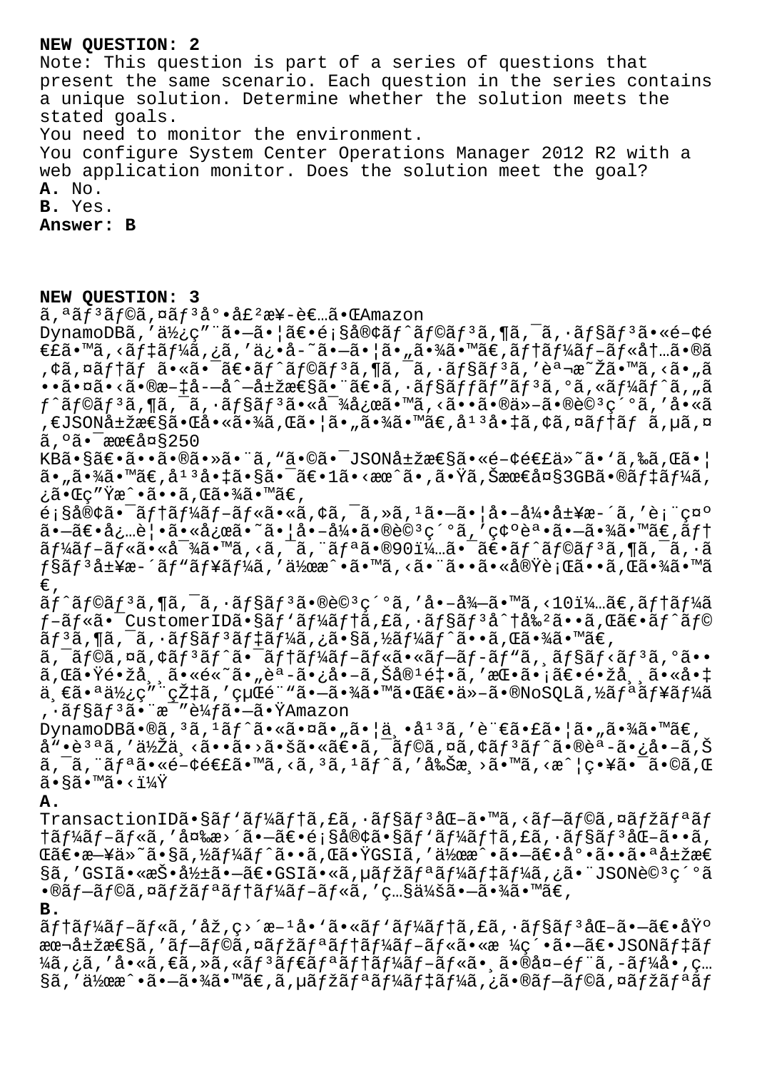**NEW QUESTION: 2**

Note: This question is part of a series of questions that present the same scenario. Each question in the series contains a unique solution. Determine whether the solution meets the stated goals.

You need to monitor the environment.

You configure System Center Operations Manager 2012 R2 with a web application monitor. Does the solution meet the goal?

**A.** No.

**B.** Yes.

**Answer: B**

**NEW QUESTION: 3**

ã,ªãƒ³ãƒ©ã,¤ãƒ³å°•å£²æ¥­è€…ã•ŒAmazon
DynamoDBã,'使ç"¨ã•—ã•¦ã€•é¡§å®¢ãƒ^ãƒ©ãƒ³ã,¶ã,¯ã,·ãƒ§ãƒ³ã•«é–¢é€£ã•™ã,‹ãƒ‡ãƒ¼ã,¿ã,'ä¿•å­˜ã•—ã•¦ã•"ã•¾ã•™ã€,ãƒ†ãƒ¼ãƒ-ãƒ«å†...ã•®ã,¢ã,¤ãƒ†ãƒ ã•«ã•¯ã€•ãƒ^ãƒ©ãƒ³ã,¶ã,¯ã,·ãƒ§ãƒ³ã,'説æ˜Žã•™ã,‹ã•"ã••ã•¤ã•‹ã•®æ–‡å­—å^—å±žæ€§ã•¨ã€•ã,·ãƒ§ãƒƒãƒ"ãƒ³ã,°ã,«ãƒ¼ãƒ^ã,"ãƒ^ãƒ©ãƒ³ã,¶ã,¯ã,·ãƒ§ãƒ³ã•«å¯¾å¿œã•™ã,‹ã••ã•®ä»–ã•®è©³ç´°ã,'å•«ã,€JSONå±žæ€§ã•Œå•«ã•¾ã,Œã•¦ã•"ã•¾ã•™ã€,å¹³å•‡ã,¢ã,¤ãƒ†ãƒ ã,µã,¤ã,ºã•¯æœ€å¤§250
KBã•§ã€•ã••ã•®ã•»ã•¨ã,"ã•©ã•¯JSONå±žæ€§ã•«é–¢é€£ä»˜ã•'ã,‰ã,Œã•¦ã•"ã•¾ã•™ã€,å¹³å•‡ã•§ã•¯ã€•1ã•‹æœˆã•,ã•Ÿã,Šæœ€å¤§3GBã•®ãƒ‡ãƒ¼ã,¿ã•Œç"Ÿæˆ•ã••ã,Œã•¾ã•™ã€,
é¡§å®¢ã•¯ãƒ†ãƒ¼ãƒ-ãƒ«ã•«ã,¢ã,¯ã,»ã,¹ã•—ã•¦å•–å¼•å±¥æ­´ã,'表示ã•—ã€•å¿…è¦•ã•«å¿œã•˜ã•¦å•–å¼•ã•®è©³ç´°ã,'確èª•ã•—ã•¾ã•™ã€,ãƒ†ãƒ¼ãƒ-ãƒ«ã•«å¯¾ã•™ã,‹ã,¯ã,¨ãƒªã•®90ï¼...ã•¯ã€•ãƒ^ãƒ©ãƒ³ã,¶ã,¯ã,·ãƒ§ãƒ³å±¥æ­´ãƒ"ãƒ¥ãƒ¼ã,'作æˆ•ã•™ã,‹ã•¨ã••ã•«å®Ÿè¡Œã••ã,Œã•¾ã•™ã€,
ãƒ^ãƒ©ãƒ³ã,¶ã,¯ã,·ãƒ§ãƒ³ã•®è©³ç´°ã,'å•–å¾—ã•™ã,‹10ï¼...ã€,ãƒ†ãƒ¼ãƒ-ãƒ«ã•¯CustomerIDã•§ãƒ'ãƒ¼ãƒ†ã,£ã,·ãƒ§ãƒ³åˆ†å‰²ã••ã,Œã€•ãƒ^ãƒ©ãƒ³ã,¶ã,¯ã,·ãƒ§ãƒ³ãƒ‡ãƒ¼ã,¿ã•§ã,½ãƒ¼ãƒ^ã••ã,Œã•¾ã•™ã€,
ã,¯ãƒ©ã,¤ã,¢ãƒ³ãƒ^ã•¯ãƒ†ãƒ¼ãƒ-ãƒ«ã•«ãƒ-ãƒ­ãƒ"ã,¸ãƒ§ãƒ‹ãƒ³ã,°ã••ã,Œã•Ÿé•žå¸¸ã•«é«˜ã•"èª­ã•¿å•–ã,Šå®¹é‡•ã,'æŒ•ã•¡ã€•é•žå¸¸ã•«å•‡ä¸€ã•ªä½¿ç"¨çŽ‡ã,'経é¨"ã•—ã•¾ã•™ã•Œã€•ä»–ã•®NoSQLã,½ãƒªãƒ¥ãƒ¼ã,·ãƒ§ãƒ³ã•¨æ¯"è¼ƒã•—ã•ŸAmazon
DynamoDBã•®ã,³ã,¹ãƒ^ã•«ã•¤ã•"ã•¦ä¸•å¹³ã,'言ã•£ã•¦ã•"ã•¾ã•™ã€,
å"•è³ªã,'低ä¸‹ã••ã•›ã•šã•«ã€•ã,¯ãƒ©ã,¤ã,¢ãƒ³ãƒ^ã•®èª­ã•¿å•–ã,Šã,¯ã,¨ãƒªã•«é–¢é€£ã•™ã,‹ã,³ã,¹ãƒ^ã,'削æ¸›ã•™ã,‹æˆ¦ç•¥ã•¯ã•©ã,Œã•§ã•™ã•‹ï¼Ÿ

**A.**
TransactionIDã•§ãƒ'ãƒ¼ãƒ†ã,£ã,·ãƒ§ãƒ³åŒ–ã•™ã,‹ãƒ-ãƒ©ã,¤ãƒžãƒªãƒ†ãƒ¼ãƒ-ãƒ«ã,'変æ›´ã•—ã€•é¡§å®¢ã•§ãƒ'ãƒ¼ãƒ†ã,£ã,·ãƒ§ãƒ³åŒ–ã••ã,Œã€•æ—¥ä»˜ã•§ã,½ãƒ¼ãƒ^ã••ã,Œã•ŸGSIã,'作æˆ•ã•—ã€•å°•ã••ã•ªå±žæ€§ã,'GSIã•«å°„å½±ã•—ã€•GSIã•«ã,µãƒžãƒªãƒ¼ãƒ‡ãƒ¼ã,¿ã•¨JSONè©³ç´°ã•®ãƒ-ãƒ©ã,¤ãƒžãƒªãƒ†ãƒ¼ãƒ-ãƒ«ã,'ç...§ä¼šã•—ã•¾ã•™ã€,

**B.**
ãƒ†ãƒ¼ãƒ-ãƒ«ã,'垂ç›´æ–¹å•'ã•«ãƒ'ãƒ¼ãƒ†ã,£ã,·ãƒ§ãƒ³åŒ–ã•—ã€•åŸºæœ¬å±žæ€§ã,'ãƒ-ãƒ©ã,¤ãƒžãƒªãƒ†ãƒ¼ãƒ-ãƒ«ã•«æ ¼ç´•ã•—ã€•JSONãƒ‡ãƒ¼ã,¿ã,'å•«ã,€ã,»ã,«ãƒ³ãƒ€ãƒªãƒ†ãƒ¼ãƒ-ãƒ«ã•¸ã•®å¤–éƒ¨ã,­ãƒ¼å•‚ç...§ã,'作æˆ•ã•—ã•¾ã•™ã€,ã,µãƒžãƒªãƒ¼ãƒ‡ãƒ¼ã,¿ã•®ãƒ-ãƒ©ã,¤ãƒžãƒªãƒ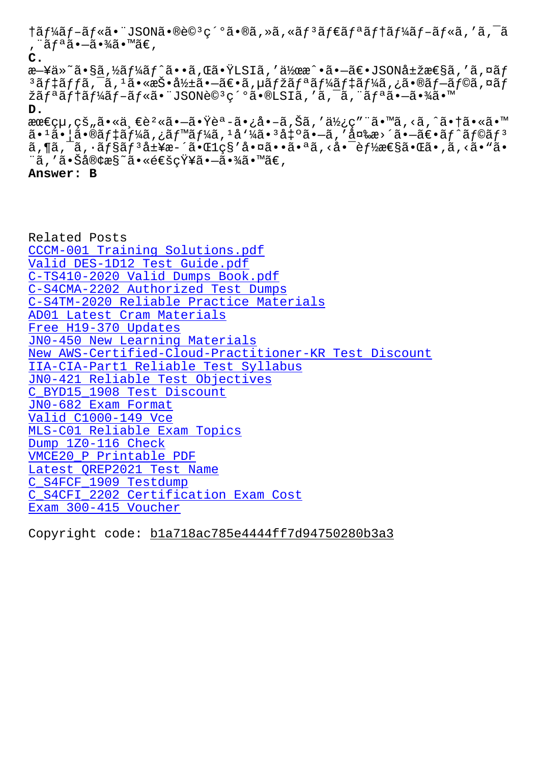†ãƒ¼ãƒ–ãƒ«ã•¨JSONã•®è©³ç´°ã•®ã‚»ã‚«ãƒ³ãƒ€ãƒªãƒ†ãƒ¼ãƒ–ãƒ«ã‚'ã‚¯ã‚¨ãƒªã•—ã•¾ã•™ã€‚

**C.**

æ—¥ä»˜ã•§ã‚½ãƒ¼ãƒˆã••ã‚Œã•ŸLSIã‚'ä½œæˆ•ã•—ã€•JSONå±žæ€§ã‚'ã‚¤ãƒ³ãƒ‡ãƒƒã‚¯ã‚¹ã•«æŠ•å½±ã•—ã€•ã‚µãƒžãƒªãƒ¼ãƒ‡ãƒ¼ã‚¿ã•®ãƒ—ãƒ©ã‚¤ãƒžãƒªãƒ†ãƒ¼ãƒ–ãƒ«ã•¨JSONè©³ç´°ã•®LSIã‚'ã‚¯ã‚¨ãƒªã•—ã•¾ã•™

**D.**

æœ€ç µ,çš"ã•«ä¸€è²«ã•—ã•Ÿèª­ã•¿å–ã‚Šã‚'ä½¿ç"¨ã•™ã‚‹ã‚ˆã•†ã•«ã•™ã•¹ã•¦ã•®ãƒ‡ãƒ¼ã‚¿ãƒ™ãƒ¼ã‚¹å'¼ã•³å‡ºã•—ã‚'å¤‰æ›´ã•—ã€•ãƒˆãƒ©ãƒ³ã‚¶ã‚¯ã‚·ãƒ§ãƒ³å±¥æ­´ã•Œ1ç§'å•¤ã••ã•ªã‚‹ã•¨è½æ€§ã•Œã••ã‚‹ã•"ã•¨ã‚'ã•Šå®¢æ§˜ã•«é€šçŸ¥ã•—ã•¾ã•™ã€‚

**Answer: B**

Related Posts

CCCM-001 Training Solutions.pdf
Valid DES-1D12 Test Guide.pdf
C-TS410-2020 Valid Dumps Book.pdf
C-S4CMA-2202 Authorized Test Dumps
C-S4TM-2020 Reliable Practice Materials
AD01 Latest Cram Materials
Free H19-370 Updates
JN0-450 New Learning Materials
New AWS-Certified-Cloud-Practitioner-KR Test Discount
IIA-CIA-Part1 Reliable Test Syllabus
JN0-421 Reliable Test Objectives
C_BYD15_1908 Test Discount
JN0-682 Exam Format
Valid C1000-149 Vce
MLS-C01 Reliable Exam Topics
Dump 1Z0-116 Check
VMCE20_P Printable PDF
Latest QREP2021 Test Name
C_S4FCF_1909 Testdump
C_S4CFI_2202 Certification Exam Cost
Exam 300-415 Voucher

Copyright code: b1a718ac785e4444ff7d94750280b3a3